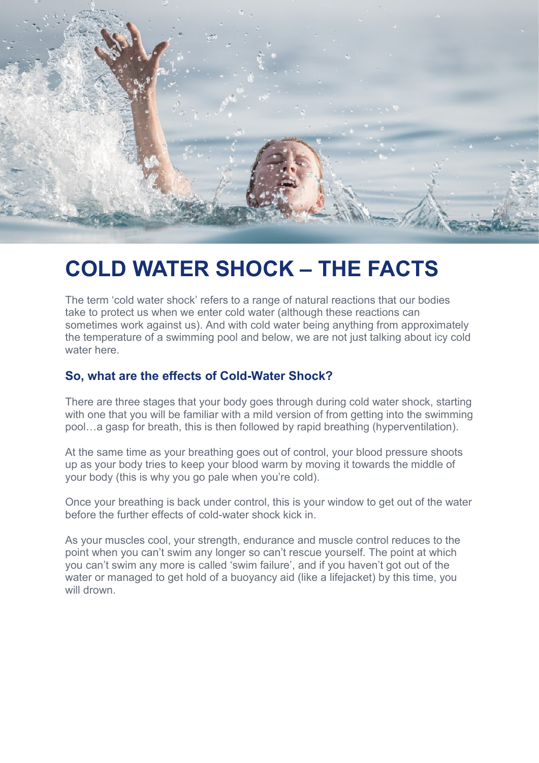# COLD WATER SHOCK – THE FACTS

The term 'cold water shock' refers to a range of natural reactions that our bodies take to protect us when we enter cold water (although these reactions can sometimes work against us). And with cold water being anything from approximately the temperature of a swimming pool and below, we are not just talking about icy cold water here.

### So, what are the effects of Cold-Water Shock?

There are three stages that your body goes through during cold water shock, starting with one that you will be familiar with a mild version of from getting into the swimming pool…a gasp for breath, this is then followed by rapid breathing (hyperventilation).

At the same time as your breathing goes out of control, your blood pressure shoots up as your body tries to keep your blood warm by moving it towards the middle of your body (this is why you go pale when you're cold).

Once your breathing is back under control, this is your window to get out of the water before the further effects of cold-water shock kick in.

As your muscles cool, your strength, endurance and muscle control reduces to the point when you can't swim any longer so can't rescue yourself. The point at which you can't swim any more is called 'swim failure', and if you haven't got out of the water or managed to get hold of a buoyancy aid (like a lifejacket) by this time, you will drown.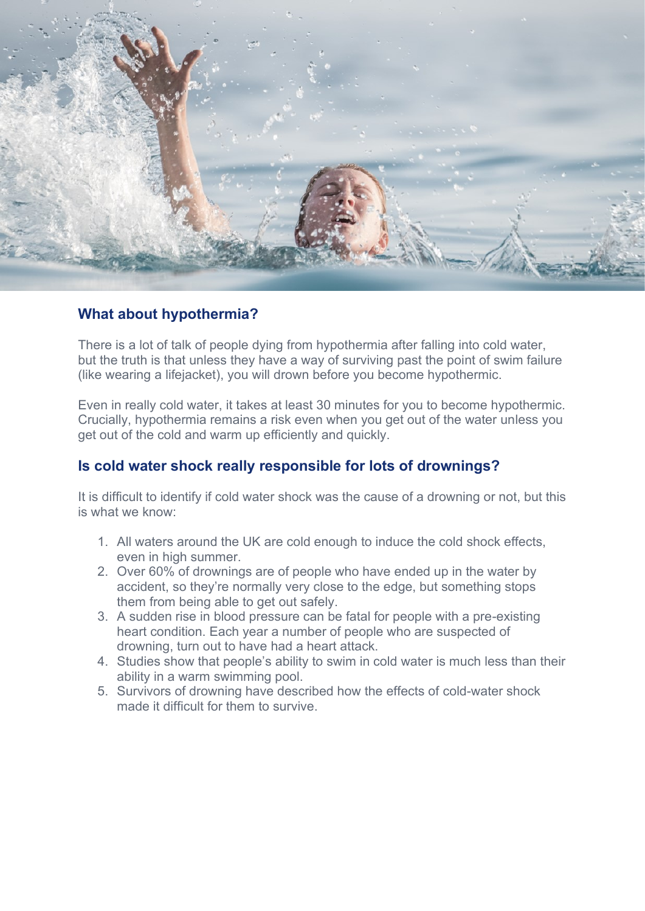## What about hypothermia?

There is a lot of talk of people dying from hypothermia after falling into cold water, but the truth is that unless they have a way of surviving past the point of swim failure (like wearing a lifejacket), you will drown before you become hypothermic.

Even in really cold water, it takes at least 30 minutes for you to become hypothermic. Crucially, hypothermia remains a risk even when you get out of the water unless you get out of the cold and warm up efficiently and quickly.

## Is cold water shock really responsible for lots of drownings?

It is difficult to identify if cold water shock was the cause of a drowning or not, but this is what we know:

1. All waters around the UK are cold enough to induce the cold shock effects, even in high summer.
2. Over 60% of drownings are of people who have ended up in the water by accident, so they're normally very close to the edge, but something stops them from being able to get out safely.
3. A sudden rise in blood pressure can be fatal for people with a pre-existing heart condition. Each year a number of people who are suspected of drowning, turn out to have had a heart attack.
4. Studies show that people's ability to swim in cold water is much less than their ability in a warm swimming pool.
5. Survivors of drowning have described how the effects of cold-water shock made it difficult for them to survive.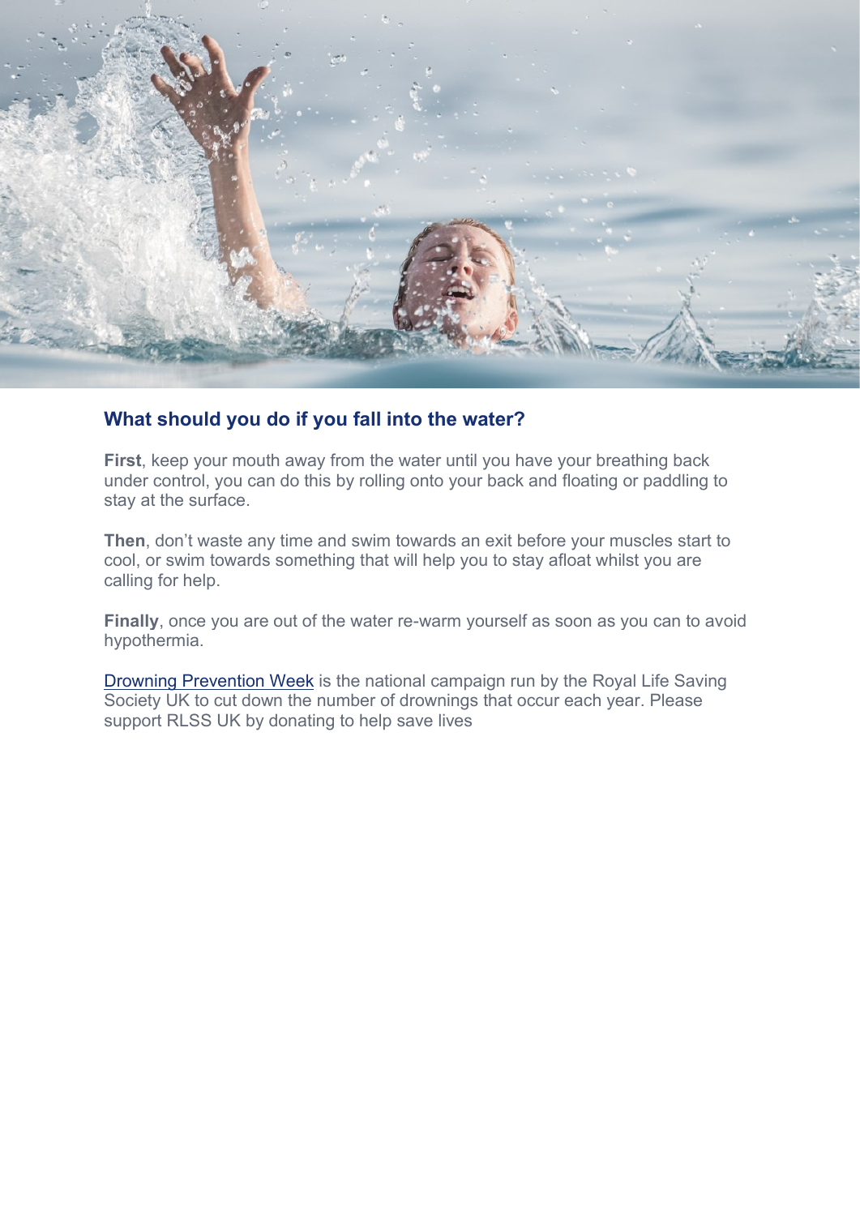## What should you do if you fall into the water?

**First**, keep your mouth away from the water until you have your breathing back under control, you can do this by rolling onto your back and floating or paddling to stay at the surface.

**Then**, don't waste any time and swim towards an exit before your muscles start to cool, or swim towards something that will help you to stay afloat whilst you are calling for help.

**Finally**, once you are out of the water re-warm yourself as soon as you can to avoid hypothermia.

Drowning Prevention Week is the national campaign run by the Royal Life Saving Society UK to cut down the number of drownings that occur each year. Please support RLSS UK by donating to help save lives